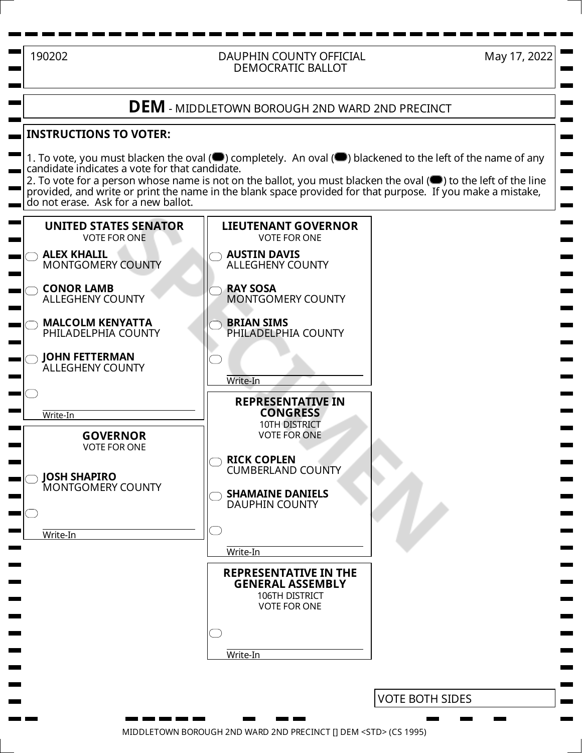190202

DAUPHIN COUNTY OFFICIAL
DEMOCRATIC BALLOT

May 17, 2022

# DEM - MIDDLETOWN BOROUGH 2ND WARD 2ND PRECINCT

**INSTRUCTIONS TO VOTER:**

1. To vote, you must blacken the oval (⬬) completely. An oval (⬬) blackened to the left of the name of any candidate indicates a vote for that candidate.
2. To vote for a person whose name is not on the ballot, you must blacken the oval (⬬) to the left of the line provided, and write or print the name in the blank space provided for that purpose. If you make a mistake, do not erase. Ask for a new ballot.

## UNITED STATES SENATOR
VOTE FOR ONE

- ⬭ **ALEX KHALIL** MONTGOMERY COUNTY
- ⬭ **CONOR LAMB** ALLEGHENY COUNTY
- ⬭ **MALCOLM KENYATTA** PHILADELPHIA COUNTY
- ⬭ **JOHN FETTERMAN** ALLEGHENY COUNTY
- ⬭ ______ Write-In

## GOVERNOR
VOTE FOR ONE

- ⬭ **JOSH SHAPIRO** MONTGOMERY COUNTY
- ⬭ ______ Write-In

## LIEUTENANT GOVERNOR
VOTE FOR ONE

- ⬭ **AUSTIN DAVIS** ALLEGHENY COUNTY
- ⬭ **RAY SOSA** MONTGOMERY COUNTY
- ⬭ **BRIAN SIMS** PHILADELPHIA COUNTY
- ⬭ ______ Write-In

## REPRESENTATIVE IN CONGRESS
10TH DISTRICT
VOTE FOR ONE

- ⬭ **RICK COPLEN** CUMBERLAND COUNTY
- ⬭ **SHAMAINE DANIELS** DAUPHIN COUNTY
- ⬭ ______ Write-In

## REPRESENTATIVE IN THE GENERAL ASSEMBLY
106TH DISTRICT
VOTE FOR ONE

- ⬭ ______ Write-In

VOTE BOTH SIDES

MIDDLETOWN BOROUGH 2ND WARD 2ND PRECINCT [] DEM <STD> (CS 1995)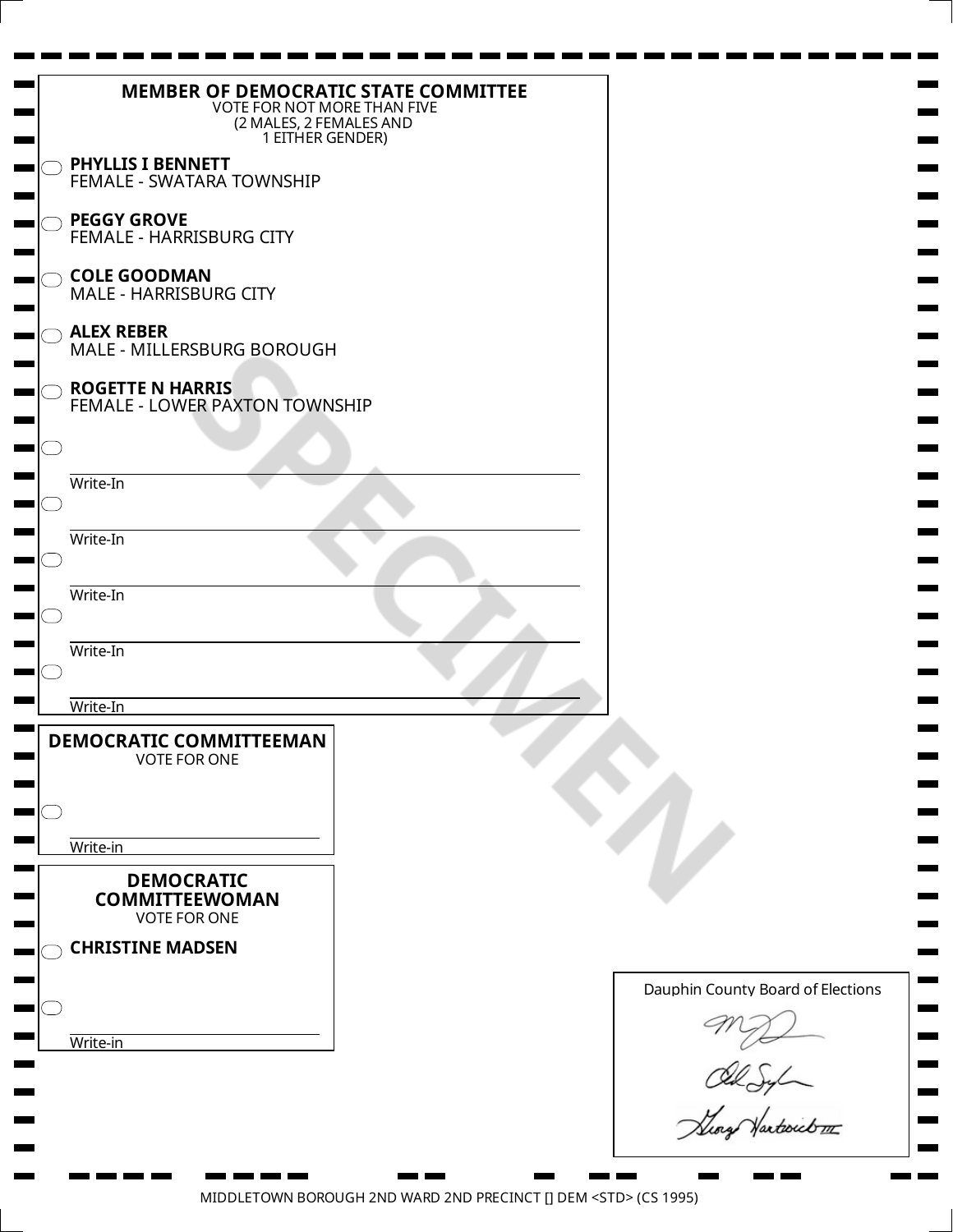## MEMBER OF DEMOCRATIC STATE COMMITTEE

VOTE FOR NOT MORE THAN FIVE
(2 MALES, 2 FEMALES AND
1 EITHER GENDER)

- **PHYLLIS I BENNETT**
  FEMALE - SWATARA TOWNSHIP
- **PEGGY GROVE**
  FEMALE - HARRISBURG CITY
- **COLE GOODMAN**
  MALE - HARRISBURG CITY
- **ALEX REBER**
  MALE - MILLERSBURG BOROUGH
- **ROGETTE N HARRIS**
  FEMALE - LOWER PAXTON TOWNSHIP
- Write-In
- Write-In
- Write-In
- Write-In
- Write-In

## DEMOCRATIC COMMITTEEMAN

VOTE FOR ONE

- Write-in

## DEMOCRATIC COMMITTEEWOMAN

VOTE FOR ONE

- **CHRISTINE MADSEN**
- Write-in

SPECIMEN

Dauphin County Board of Elections

MIDDLETOWN BOROUGH 2ND WARD 2ND PRECINCT [] DEM <STD> (CS 1995)